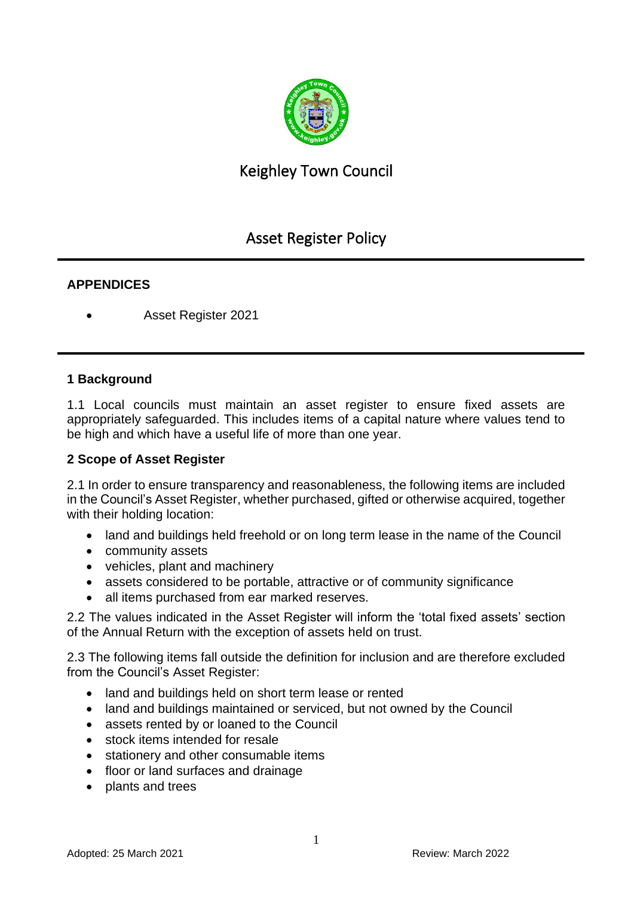# Keighley Town Council

## Asset Register Policy

**APPENDICES**

- Asset Register 2021

**1 Background**

1.1 Local councils must maintain an asset register to ensure fixed assets are appropriately safeguarded. This includes items of a capital nature where values tend to be high and which have a useful life of more than one year.

**2 Scope of Asset Register**

2.1 In order to ensure transparency and reasonableness, the following items are included in the Council's Asset Register, whether purchased, gifted or otherwise acquired, together with their holding location:

- land and buildings held freehold or on long term lease in the name of the Council
- community assets
- vehicles, plant and machinery
- assets considered to be portable, attractive or of community significance
- all items purchased from ear marked reserves.

2.2 The values indicated in the Asset Register will inform the 'total fixed assets' section of the Annual Return with the exception of assets held on trust.

2.3 The following items fall outside the definition for inclusion and are therefore excluded from the Council's Asset Register:

- land and buildings held on short term lease or rented
- land and buildings maintained or serviced, but not owned by the Council
- assets rented by or loaned to the Council
- stock items intended for resale
- stationery and other consumable items
- floor or land surfaces and drainage
- plants and trees

Adopted: 25 March 2021 Review: March 2022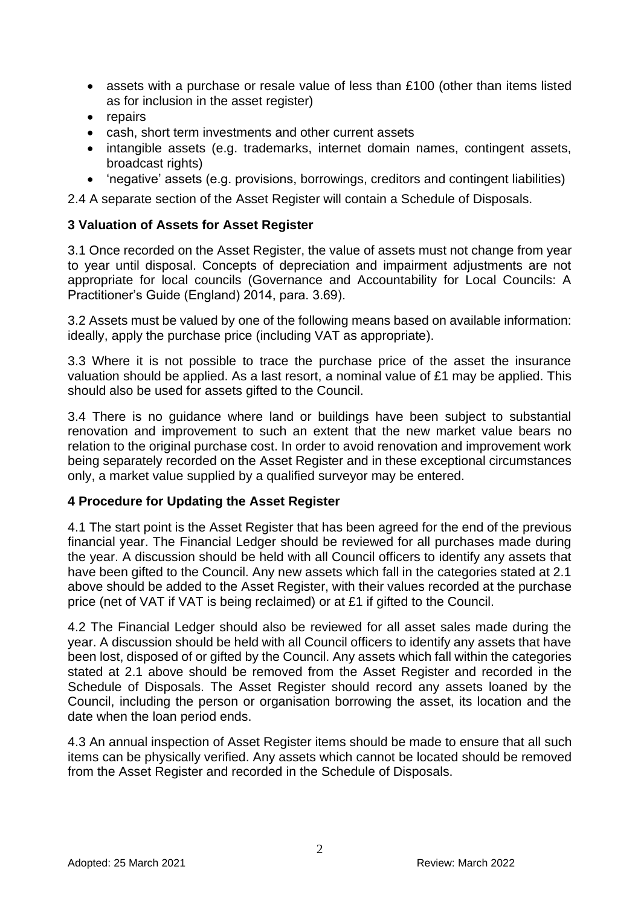- assets with a purchase or resale value of less than £100 (other than items listed as for inclusion in the asset register)
- repairs
- cash, short term investments and other current assets
- intangible assets (e.g. trademarks, internet domain names, contingent assets, broadcast rights)
- 'negative' assets (e.g. provisions, borrowings, creditors and contingent liabilities)

2.4 A separate section of the Asset Register will contain a Schedule of Disposals.

### 3 Valuation of Assets for Asset Register

3.1 Once recorded on the Asset Register, the value of assets must not change from year to year until disposal. Concepts of depreciation and impairment adjustments are not appropriate for local councils (Governance and Accountability for Local Councils: A Practitioner's Guide (England) 2014, para. 3.69).

3.2 Assets must be valued by one of the following means based on available information: ideally, apply the purchase price (including VAT as appropriate).

3.3 Where it is not possible to trace the purchase price of the asset the insurance valuation should be applied. As a last resort, a nominal value of £1 may be applied. This should also be used for assets gifted to the Council.

3.4 There is no guidance where land or buildings have been subject to substantial renovation and improvement to such an extent that the new market value bears no relation to the original purchase cost. In order to avoid renovation and improvement work being separately recorded on the Asset Register and in these exceptional circumstances only, a market value supplied by a qualified surveyor may be entered.

### 4 Procedure for Updating the Asset Register

4.1 The start point is the Asset Register that has been agreed for the end of the previous financial year. The Financial Ledger should be reviewed for all purchases made during the year. A discussion should be held with all Council officers to identify any assets that have been gifted to the Council. Any new assets which fall in the categories stated at 2.1 above should be added to the Asset Register, with their values recorded at the purchase price (net of VAT if VAT is being reclaimed) or at £1 if gifted to the Council.

4.2 The Financial Ledger should also be reviewed for all asset sales made during the year. A discussion should be held with all Council officers to identify any assets that have been lost, disposed of or gifted by the Council. Any assets which fall within the categories stated at 2.1 above should be removed from the Asset Register and recorded in the Schedule of Disposals. The Asset Register should record any assets loaned by the Council, including the person or organisation borrowing the asset, its location and the date when the loan period ends.

4.3 An annual inspection of Asset Register items should be made to ensure that all such items can be physically verified. Any assets which cannot be located should be removed from the Asset Register and recorded in the Schedule of Disposals.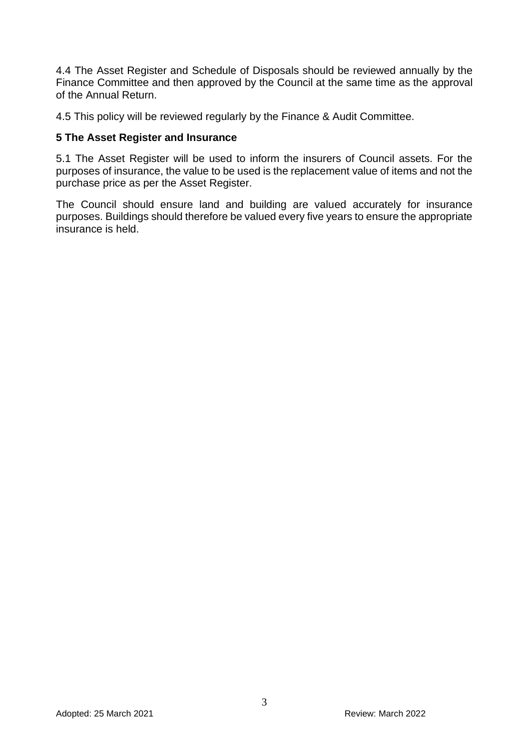4.4 The Asset Register and Schedule of Disposals should be reviewed annually by the Finance Committee and then approved by the Council at the same time as the approval of the Annual Return.

4.5 This policy will be reviewed regularly by the Finance & Audit Committee.

**5 The Asset Register and Insurance**

5.1 The Asset Register will be used to inform the insurers of Council assets. For the purposes of insurance, the value to be used is the replacement value of items and not the purchase price as per the Asset Register.

The Council should ensure land and building are valued accurately for insurance purposes. Buildings should therefore be valued every five years to ensure the appropriate insurance is held.

Adopted: 25 March 2021 Review: March 2022